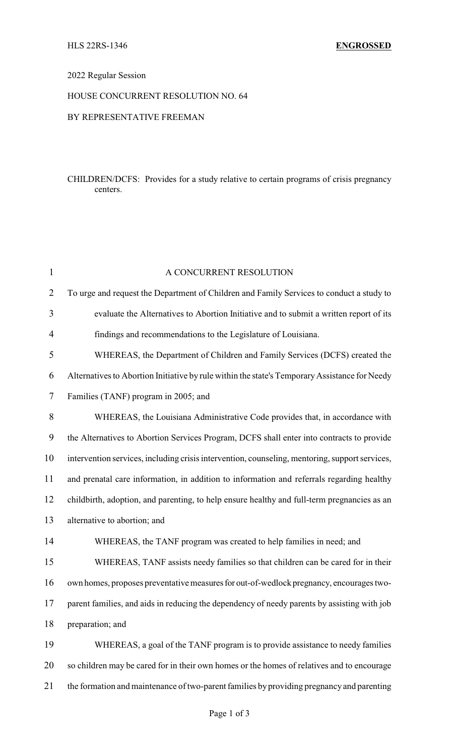HLS 22RS-1346 **ENGROSSED**

2022 Regular Session

HOUSE CONCURRENT RESOLUTION NO. 64

BY REPRESENTATIVE FREEMAN

CHILDREN/DCFS: Provides for a study relative to certain programs of crisis pregnancy centers.

A CONCURRENT RESOLUTION

To urge and request the Department of Children and Family Services to conduct a study to evaluate the Alternatives to Abortion Initiative and to submit a written report of its findings and recommendations to the Legislature of Louisiana.

WHEREAS, the Department of Children and Family Services (DCFS) created the Alternatives to Abortion Initiative by rule within the state's Temporary Assistance for Needy Families (TANF) program in 2005; and

WHEREAS, the Louisiana Administrative Code provides that, in accordance with the Alternatives to Abortion Services Program, DCFS shall enter into contracts to provide intervention services, including crisis intervention, counseling, mentoring, support services, and prenatal care information, in addition to information and referrals regarding healthy childbirth, adoption, and parenting, to help ensure healthy and full-term pregnancies as an alternative to abortion; and

WHEREAS, the TANF program was created to help families in need; and

WHEREAS, TANF assists needy families so that children can be cared for in their own homes, proposes preventative measures for out-of-wedlock pregnancy, encourages two-parent families, and aids in reducing the dependency of needy parents by assisting with job preparation; and

WHEREAS, a goal of the TANF program is to provide assistance to needy families so children may be cared for in their own homes or the homes of relatives and to encourage the formation and maintenance of two-parent families by providing pregnancy and parenting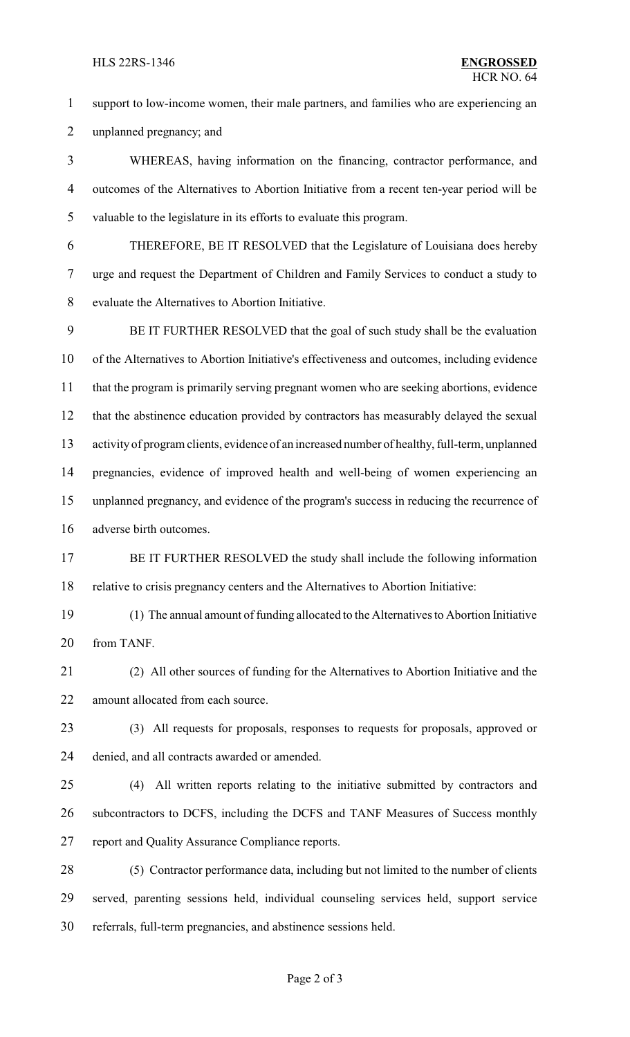support to low-income women, their male partners, and families who are experiencing an unplanned pregnancy; and

WHEREAS, having information on the financing, contractor performance, and outcomes of the Alternatives to Abortion Initiative from a recent ten-year period will be valuable to the legislature in its efforts to evaluate this program.

THEREFORE, BE IT RESOLVED that the Legislature of Louisiana does hereby urge and request the Department of Children and Family Services to conduct a study to evaluate the Alternatives to Abortion Initiative.

BE IT FURTHER RESOLVED that the goal of such study shall be the evaluation of the Alternatives to Abortion Initiative's effectiveness and outcomes, including evidence that the program is primarily serving pregnant women who are seeking abortions, evidence that the abstinence education provided by contractors has measurably delayed the sexual activity of program clients, evidence of an increased number of healthy, full-term, unplanned pregnancies, evidence of improved health and well-being of women experiencing an unplanned pregnancy, and evidence of the program's success in reducing the recurrence of adverse birth outcomes.

BE IT FURTHER RESOLVED the study shall include the following information relative to crisis pregnancy centers and the Alternatives to Abortion Initiative:

(1) The annual amount of funding allocated to the Alternatives to Abortion Initiative from TANF.

(2) All other sources of funding for the Alternatives to Abortion Initiative and the amount allocated from each source.

(3) All requests for proposals, responses to requests for proposals, approved or denied, and all contracts awarded or amended.

(4) All written reports relating to the initiative submitted by contractors and subcontractors to DCFS, including the DCFS and TANF Measures of Success monthly report and Quality Assurance Compliance reports.

(5) Contractor performance data, including but not limited to the number of clients served, parenting sessions held, individual counseling services held, support service referrals, full-term pregnancies, and abstinence sessions held.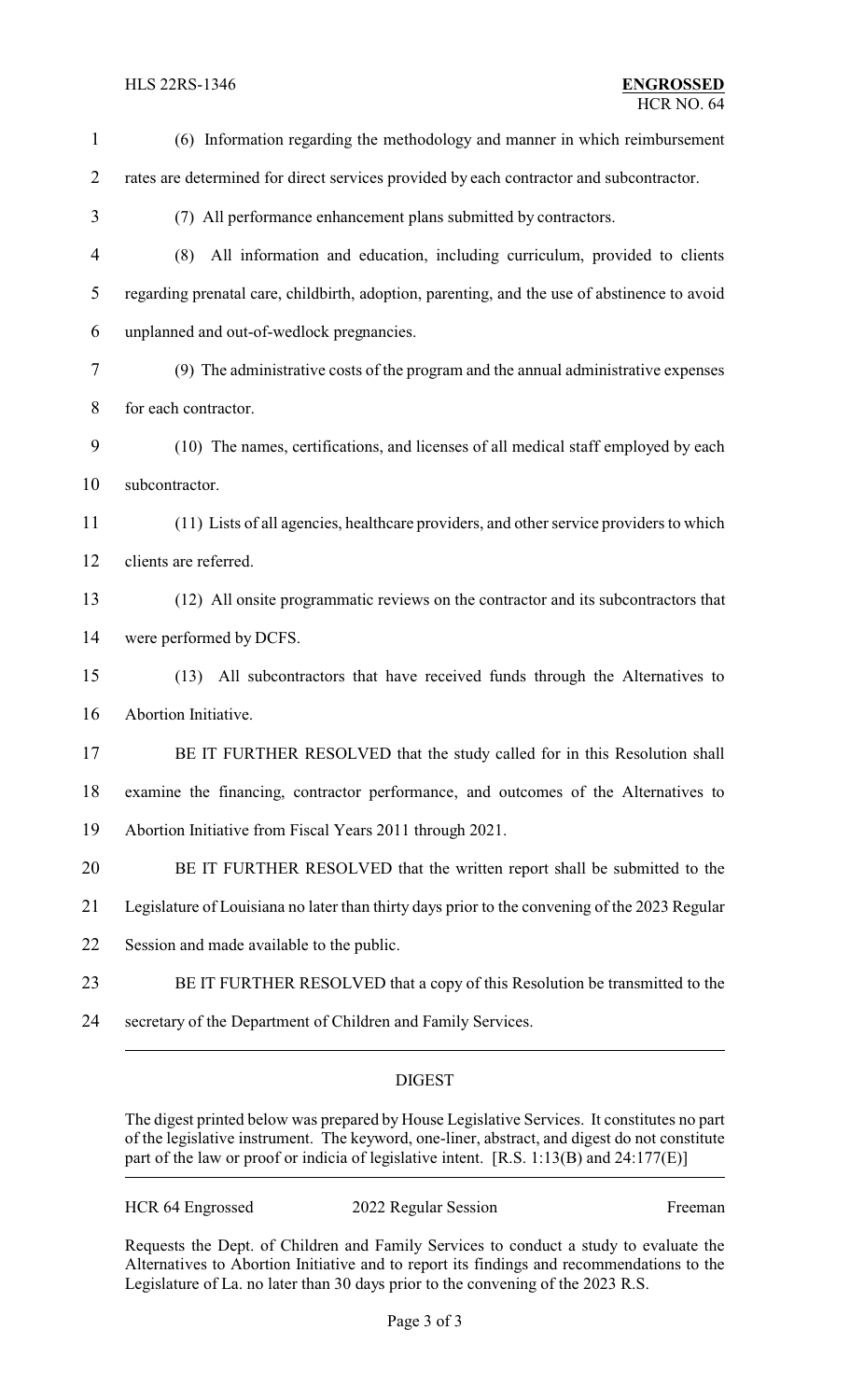(6) Information regarding the methodology and manner in which reimbursement rates are determined for direct services provided by each contractor and subcontractor.

(7) All performance enhancement plans submitted by contractors.

(8) All information and education, including curriculum, provided to clients regarding prenatal care, childbirth, adoption, parenting, and the use of abstinence to avoid unplanned and out-of-wedlock pregnancies.

(9) The administrative costs of the program and the annual administrative expenses for each contractor.

(10) The names, certifications, and licenses of all medical staff employed by each subcontractor.

(11) Lists of all agencies, healthcare providers, and other service providers to which clients are referred.

(12) All onsite programmatic reviews on the contractor and its subcontractors that were performed by DCFS.

(13) All subcontractors that have received funds through the Alternatives to Abortion Initiative.

BE IT FURTHER RESOLVED that the study called for in this Resolution shall examine the financing, contractor performance, and outcomes of the Alternatives to Abortion Initiative from Fiscal Years 2011 through 2021.

BE IT FURTHER RESOLVED that the written report shall be submitted to the Legislature of Louisiana no later than thirty days prior to the convening of the 2023 Regular Session and made available to the public.

BE IT FURTHER RESOLVED that a copy of this Resolution be transmitted to the secretary of the Department of Children and Family Services.

## DIGEST

The digest printed below was prepared by House Legislative Services. It constitutes no part of the legislative instrument. The keyword, one-liner, abstract, and digest do not constitute part of the law or proof or indicia of legislative intent. [R.S. 1:13(B) and 24:177(E)]

HCR 64 Engrossed — 2022 Regular Session — Freeman

Requests the Dept. of Children and Family Services to conduct a study to evaluate the Alternatives to Abortion Initiative and to report its findings and recommendations to the Legislature of La. no later than 30 days prior to the convening of the 2023 R.S.